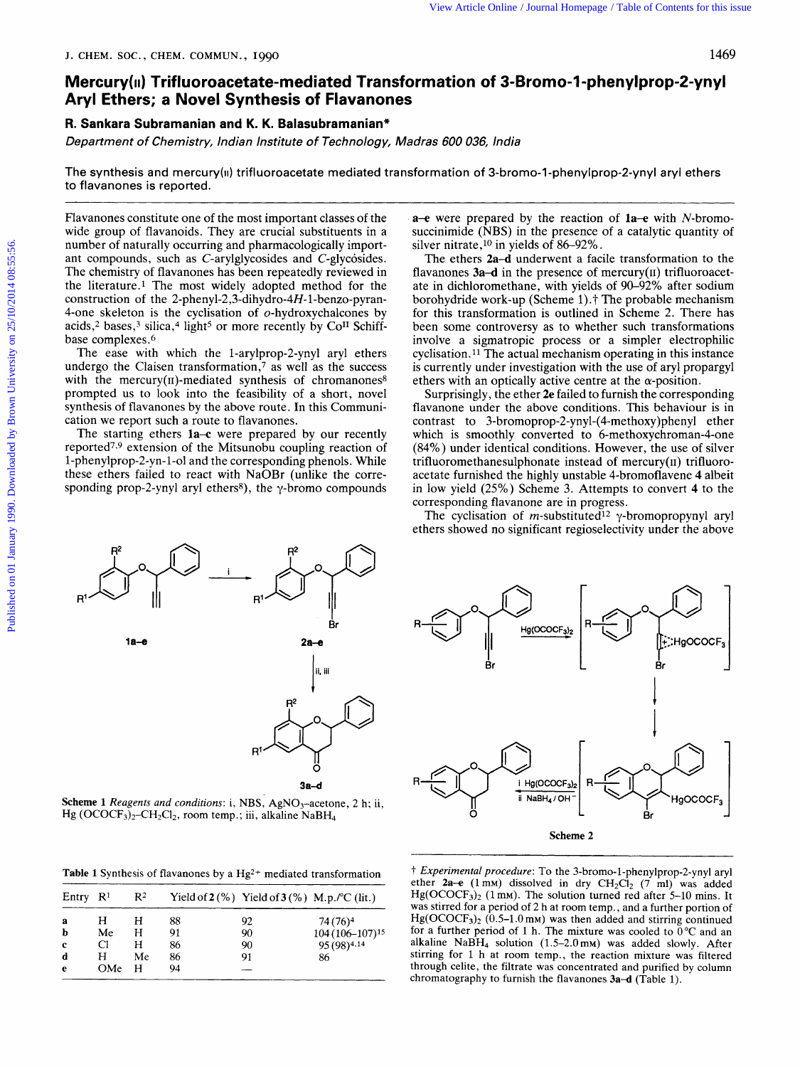# Mercury(II) Trifluoroacetate-mediated Transformation of 3-Bromo-1-phenylprop-2-ynyl Aryl Ethers; a Novel Synthesis of Flavanones

**R. Sankara Subramanian and K. K. Balasubramanian***

*Department of Chemistry, Indian Institute of Technology, Madras 600 036, India*

The synthesis and mercury(II) trifluoroacetate mediated transformation of 3-bromo-1-phenylprop-2-ynyl aryl ethers to flavanones is reported.

Flavanones constitute one of the most important classes of the wide group of flavanoids. They are crucial substituents in a number of naturally occurring and pharmacologically important compounds, such as *C*-arylglycosides and *C*-glycosides. The chemistry of flavanones has been repeatedly reviewed in the literature.[1] The most widely adopted method for the construction of the 2-phenyl-2,3-dihydro-4*H*-1-benzo-pyran-4-one skeleton is the cyclisation of *o*-hydroxychalcones by acids,[2] bases,[3] silica,[4] light[5] or more recently by Co[II] Schiff-base complexes.[6]

The ease with which the 1-arylprop-2-ynyl aryl ethers undergo the Claisen transformation,[7] as well as the success with the mercury(II)-mediated synthesis of chromanones[8] prompted us to look into the feasibility of a short, novel synthesis of flavanones by the above route. In this Communication we report such a route to flavanones.

The starting ethers **1a–e** were prepared by our recently reported[7,9] extension of the Mitsunobu coupling reaction of 1-phenylprop-2-yn-1-ol and the corresponding phenols. While these ethers failed to react with NaOBr (unlike the corresponding prop-2-ynyl aryl ethers[8]), the γ-bromo compounds **a–e** were prepared by the reaction of **1a–e** with *N*-bromosuccinimide (NBS) in the presence of a catalytic quantity of silver nitrate,[10] in yields of 86–92%.

The ethers **2a–d** underwent a facile transformation to the flavanones **3a–d** in the presence of mercury(II) trifluoroacetate in dichloromethane, with yields of 90–92% after sodium borohydride work-up (Scheme 1).† The probable mechanism for this transformation is outlined in Scheme 2. There has been some controversy as to whether such transformations involve a sigmatropic process or a simpler electrophilic cyclisation.[11] The actual mechanism operating in this instance is currently under investigation with the use of aryl propargyl ethers with an optically active centre at the α-position.

Surprisingly, the ether **2e** failed to furnish the corresponding flavanone under the above conditions. This behaviour is in contrast to 3-bromoprop-2-ynyl-(4-methoxy)phenyl ether which is smoothly converted to 6-methoxychroman-4-one (84%) under identical conditions. However, the use of silver trifluoromethanesulphonate instead of mercury(II) trifluoroacetate furnished the highly unstable 4-bromoflavene **4** albeit in low yield (25%) Scheme 3. Attempts to convert **4** to the corresponding flavanone are in progress.

The cyclisation of *m*-substituted[12] γ-bromopropynyl aryl ethers showed no significant regioselectivity under the above

**Scheme 1** *Reagents and conditions*: i, NBS, $AgNO_3$–acetone, 2 h; ii, $Hg(OCOCF_3)_2$–$CH_2Cl_2$, room temp.; iii, alkaline $NaBH_4$

**Scheme 2**

**Table 1** Synthesis of flavanones by a $Hg^{2+}$ mediated transformation

| Entry | R[1] | R[2] | Yield of **2** (%) | Yield of **3** (%) | M.p./°C (lit.) |
|---|---|---|---|---|---|
| **a** | H | H | 88 | 92 | 74 (76)[4] |
| **b** | Me | H | 91 | 90 | 104 (106–107)[15] |
| **c** | Cl | H | 86 | 90 | 95 (98)[4,14] |
| **d** | H | Me | 86 | 91 | 86 |
| **e** | OMe | H | 94 | — | |

† *Experimental procedure*: To the 3-bromo-1-phenylprop-2-ynyl aryl ether **2a–e** (1 mM) dissolved in dry $CH_2Cl_2$ (7 ml) was added $Hg(OCOCF_3)_2$ (1 mM). The solution turned red after 5–10 mins. It was stirred for a period of 2 h at room temp., and a further portion of $Hg(OCOCF_3)_2$ (0.5–1.0 mM) was then added and stirring continued for a further period of 1 h. The mixture was cooled to 0 °C and an alkaline $NaBH_4$ solution (1.5–2.0 mM) was added slowly. After stirring for 1 h at room temp., the reaction mixture was filtered through celite, the filtrate was concentrated and purified by column chromatography to furnish the flavanones **3a–d** (Table 1).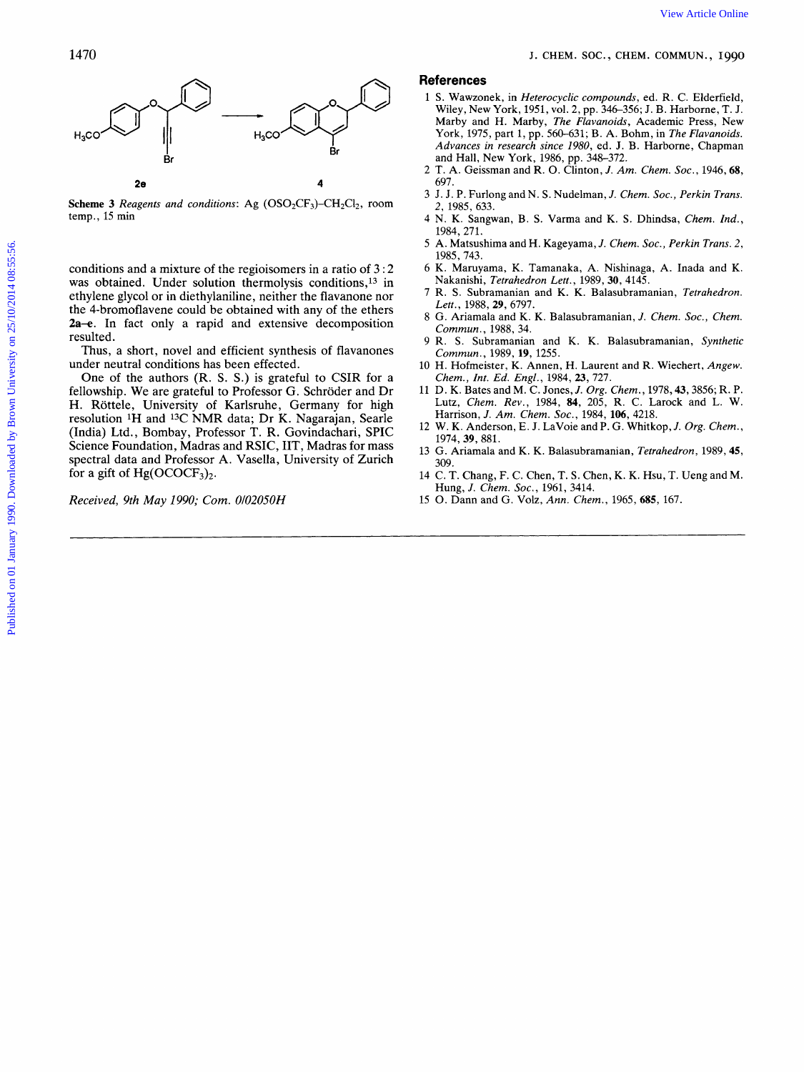2e → 4

**Scheme 3** *Reagents and conditions*: Ag $(OSO_2CF_3)$–$CH_2Cl_2$, room temp., 15 min

conditions and a mixture of the regioisomers in a ratio of 3 : 2 was obtained. Under solution thermolysis conditions,[13] in ethylene glycol or in diethylaniline, neither the flavanone nor the 4-bromoflavene could be obtained with any of the ethers **2a–e**. In fact only a rapid and extensive decomposition resulted.

Thus, a short, novel and efficient synthesis of flavanones under neutral conditions has been effected.

One of the authors (R. S. S.) is grateful to CSIR for a fellowship. We are grateful to Professor G. Schröder and Dr H. Röttele, University of Karlsruhe, Germany for high resolution $^{1}H$ and $^{13}C$ NMR data; Dr K. Nagarajan, Searle (India) Ltd., Bombay, Professor T. R. Govindachari, SPIC Science Foundation, Madras and RSIC, IIT, Madras for mass spectral data and Professor A. Vasella, University of Zurich for a gift of $Hg(OCOCF_3)_2$.

*Received, 9th May 1990; Com. 0/02050H*

## References

1. S. Wawzonek, in *Heterocyclic compounds*, ed. R. C. Elderfield, Wiley, New York, 1951, vol. 2, pp. 346–356; J. B. Harborne, T. J. Marby and H. Marby, *The Flavanoids*, Academic Press, New York, 1975, part 1, pp. 560–631; B. A. Bohm, in *The Flavanoids. Advances in research since 1980*, ed. J. B. Harborne, Chapman and Hall, New York, 1986, pp. 348–372.
2. T. A. Geissman and R. O. Clinton, *J. Am. Chem. Soc.*, 1946, **68**, 697.
3. J. J. P. Furlong and N. S. Nudelman, *J. Chem. Soc., Perkin Trans. 2*, 1985, 633.
4. N. K. Sangwan, B. S. Varma and K. S. Dhindsa, *Chem. Ind.*, 1984, 271.
5. A. Matsushima and H. Kageyama, *J. Chem. Soc., Perkin Trans. 2*, 1985, 743.
6. K. Maruyama, K. Tamanaka, A. Nishinaga, A. Inada and K. Nakanishi, *Tetrahedron Lett.*, 1989, **30**, 4145.
7. R. S. Subramanian and K. K. Balasubramanian, *Tetrahedron. Lett.*, 1988, **29**, 6797.
8. G. Ariamala and K. K. Balasubramanian, *J. Chem. Soc., Chem. Commun.*, 1988, 34.
9. R. S. Subramanian and K. K. Balasubramanian, *Synthetic Commun.*, 1989, **19**, 1255.
10. H. Hofmeister, K. Annen, H. Laurent and R. Wiechert, *Angew. Chem., Int. Ed. Engl.*, 1984, **23**, 727.
11. D. K. Bates and M. C. Jones, *J. Org. Chem.*, 1978, **43**, 3856; R. P. Lutz, *Chem. Rev.*, 1984, **84**, 205, R. C. Larock and L. W. Harrison, *J. Am. Chem. Soc.*, 1984, **106**, 4218.
12. W. K. Anderson, E. J. LaVoie and P. G. Whitkop, *J. Org. Chem.*, 1974, **39**, 881.
13. G. Ariamala and K. K. Balasubramanian, *Tetrahedron*, 1989, **45**, 309.
14. C. T. Chang, F. C. Chen, T. S. Chen, K. K. Hsu, T. Ueng and M. Hung, *J. Chem. Soc.*, 1961, 3414.
15. O. Dann and G. Volz, *Ann. Chem.*, 1965, **685**, 167.